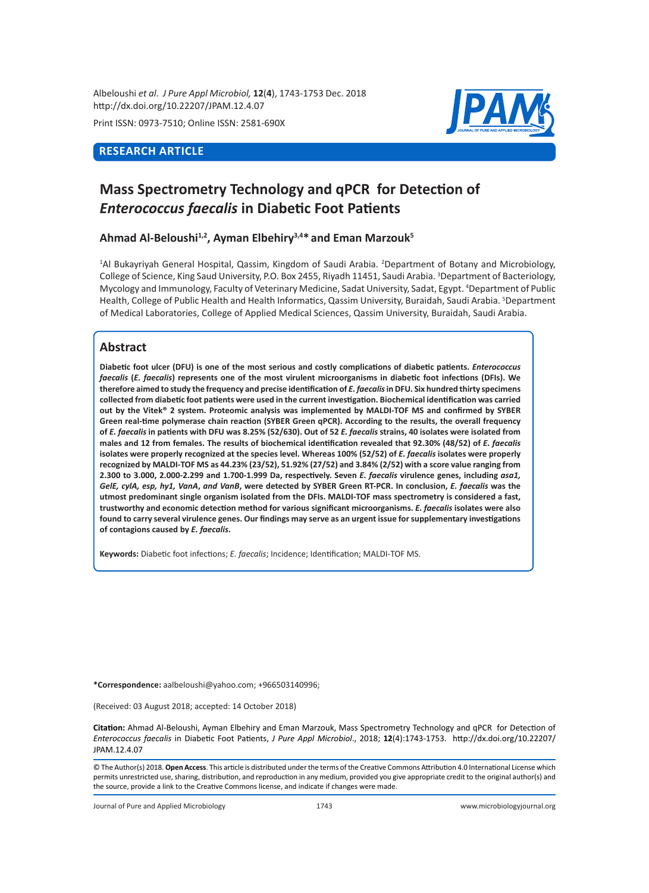**RESEARCH ARTICLE**

# Mass Spectrometry Technology and qPCR for Detection of *Enterococcus faecalis* in Diabetic Foot Patients

**Ahmad Al-Beloushi[1,2], Ayman Elbehiry[3,4]* and Eman Marzouk[5]**

[1]Al Bukayriyah General Hospital, Qassim, Kingdom of Saudi Arabia. [2]Department of Botany and Microbiology, College of Science, King Saud University, P.O. Box 2455, Riyadh 11451, Saudi Arabia. [3]Department of Bacteriology, Mycology and Immunology, Faculty of Veterinary Medicine, Sadat University, Sadat, Egypt. [4]Department of Public Health, College of Public Health and Health Informatics, Qassim University, Buraidah, Saudi Arabia. [5]Department of Medical Laboratories, College of Applied Medical Sciences, Qassim University, Buraidah, Saudi Arabia.

## Abstract

**Diabetic foot ulcer (DFU) is one of the most serious and costly complications of diabetic patients. *Enterococcus faecalis* (*E. faecalis*) represents one of the most virulent microorganisms in diabetic foot infections (DFIs). We therefore aimed to study the frequency and precise identification of *E. faecalis* in DFU. Six hundred thirty specimens collected from diabetic foot patients were used in the current investigation. Biochemical identification was carried out by the Vitek® 2 system. Proteomic analysis was implemented by MALDI-TOF MS and confirmed by SYBER Green real-time polymerase chain reaction (SYBER Green qPCR). According to the results, the overall frequency of *E. faecalis* in patients with DFU was 8.25% (52/630). Out of 52 *E. faecalis* strains, 40 isolates were isolated from males and 12 from females. The results of biochemical identification revealed that 92.30% (48/52) of *E. faecalis* isolates were properly recognized at the species level. Whereas 100% (52/52) of *E. faecalis* isolates were properly recognized by MALDI-TOF MS as 44.23% (23/52), 51.92% (27/52) and 3.84% (2/52) with a score value ranging from 2.300 to 3.000, 2.000-2.299 and 1.700-1.999 Da, respectively. Seven *E. faecalis* virulence genes, including *asa1, GelE, cylA, esp, hy1, VanA*, and *VanB*, were detected by SYBER Green RT-PCR. In conclusion, *E. faecalis* was the utmost predominant single organism isolated from the DFIs. MALDI-TOF mass spectrometry is considered a fast, trustworthy and economic detection method for various significant microorganisms. *E. faecalis* isolates were also found to carry several virulence genes. Our findings may serve as an urgent issue for supplementary investigations of contagions caused by *E. faecalis*.**

**Keywords:** Diabetic foot infections; *E. faecalis*; Incidence; Identification; MALDI-TOF MS.

**\*Correspondence:** aalbeloushi@yahoo.com; +966503140996;

(Received: 03 August 2018; accepted: 14 October 2018)

**Citation:** Ahmad Al-Beloushi, Ayman Elbehiry and Eman Marzouk, Mass Spectrometry Technology and qPCR for Detection of *Enterococcus faecalis* in Diabetic Foot Patients, *J Pure Appl Microbiol*., 2018; **12**(4):1743-1753. http://dx.doi.org/10.22207/JPAM.12.4.07

© The Author(s) 2018. **Open Access**. This article is distributed under the terms of the Creative Commons Attribution 4.0 International License which permits unrestricted use, sharing, distribution, and reproduction in any medium, provided you give appropriate credit to the original author(s) and the source, provide a link to the Creative Commons license, and indicate if changes were made.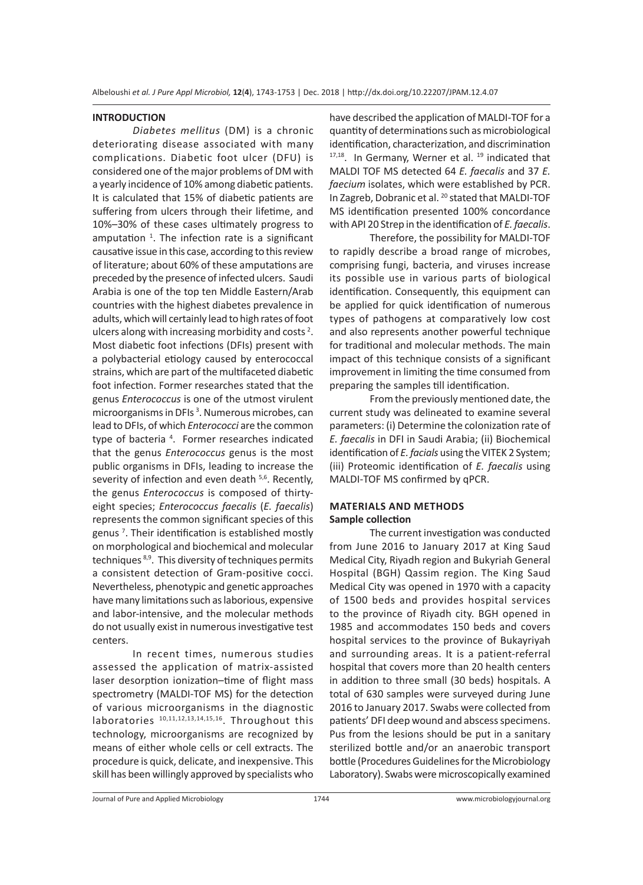## INTRODUCTION

*Diabetes mellitus* (DM) is a chronic deteriorating disease associated with many complications. Diabetic foot ulcer (DFU) is considered one of the major problems of DM with a yearly incidence of 10% among diabetic patients. It is calculated that 15% of diabetic patients are suffering from ulcers through their lifetime, and 10%–30% of these cases ultimately progress to amputation [1]. The infection rate is a significant causative issue in this case, according to this review of literature; about 60% of these amputations are preceded by the presence of infected ulcers. Saudi Arabia is one of the top ten Middle Eastern/Arab countries with the highest diabetes prevalence in adults, which will certainly lead to high rates of foot ulcers along with increasing morbidity and costs [2]. Most diabetic foot infections (DFIs) present with a polybacterial etiology caused by enterococcal strains, which are part of the multifaceted diabetic foot infection. Former researches stated that the genus *Enterococcus* is one of the utmost virulent microorganisms in DFIs [3]. Numerous microbes, can lead to DFIs, of which *Enterococci* are the common type of bacteria [4]. Former researches indicated that the genus *Enterococcus* genus is the most public organisms in DFIs, leading to increase the severity of infection and even death [5,6]. Recently, the genus *Enterococcus* is composed of thirty-eight species; *Enterococcus faecalis* (*E. faecalis*) represents the common significant species of this genus [7]. Their identification is established mostly on morphological and biochemical and molecular techniques [8,9]. This diversity of techniques permits a consistent detection of Gram-positive cocci. Nevertheless, phenotypic and genetic approaches have many limitations such as laborious, expensive and labor-intensive, and the molecular methods do not usually exist in numerous investigative test centers.

In recent times, numerous studies assessed the application of matrix-assisted laser desorption ionization–time of flight mass spectrometry (MALDI-TOF MS) for the detection of various microorganisms in the diagnostic laboratories [10,11,12,13,14,15,16]. Throughout this technology, microorganisms are recognized by means of either whole cells or cell extracts. The procedure is quick, delicate, and inexpensive. This skill has been willingly approved by specialists who have described the application of MALDI-TOF for a quantity of determinations such as microbiological identification, characterization, and discrimination [17,18]. In Germany, Werner et al. [19] indicated that MALDI TOF MS detected 64 *E. faecalis* and 37 *E. faecium* isolates, which were established by PCR. In Zagreb, Dobranic et al. [20] stated that MALDI-TOF MS identification presented 100% concordance with API 20 Strep in the identification of *E. faecalis*.

Therefore, the possibility for MALDI-TOF to rapidly describe a broad range of microbes, comprising fungi, bacteria, and viruses increase its possible use in various parts of biological identification. Consequently, this equipment can be applied for quick identification of numerous types of pathogens at comparatively low cost and also represents another powerful technique for traditional and molecular methods. The main impact of this technique consists of a significant improvement in limiting the time consumed from preparing the samples till identification.

From the previously mentioned date, the current study was delineated to examine several parameters: (i) Determine the colonization rate of *E. faecalis* in DFI in Saudi Arabia; (ii) Biochemical identification of *E. facials* using the VITEK 2 System; (iii) Proteomic identification of *E. faecalis* using MALDI-TOF MS confirmed by qPCR.

## MATERIALS AND METHODS

### Sample collection

The current investigation was conducted from June 2016 to January 2017 at King Saud Medical City, Riyadh region and Bukyriah General Hospital (BGH) Qassim region. The King Saud Medical City was opened in 1970 with a capacity of 1500 beds and provides hospital services to the province of Riyadh city. BGH opened in 1985 and accommodates 150 beds and covers hospital services to the province of Bukayriyah and surrounding areas. It is a patient-referral hospital that covers more than 20 health centers in addition to three small (30 beds) hospitals. A total of 630 samples were surveyed during June 2016 to January 2017. Swabs were collected from patients' DFI deep wound and abscess specimens. Pus from the lesions should be put in a sanitary sterilized bottle and/or an anaerobic transport bottle (Procedures Guidelines for the Microbiology Laboratory). Swabs were microscopically examined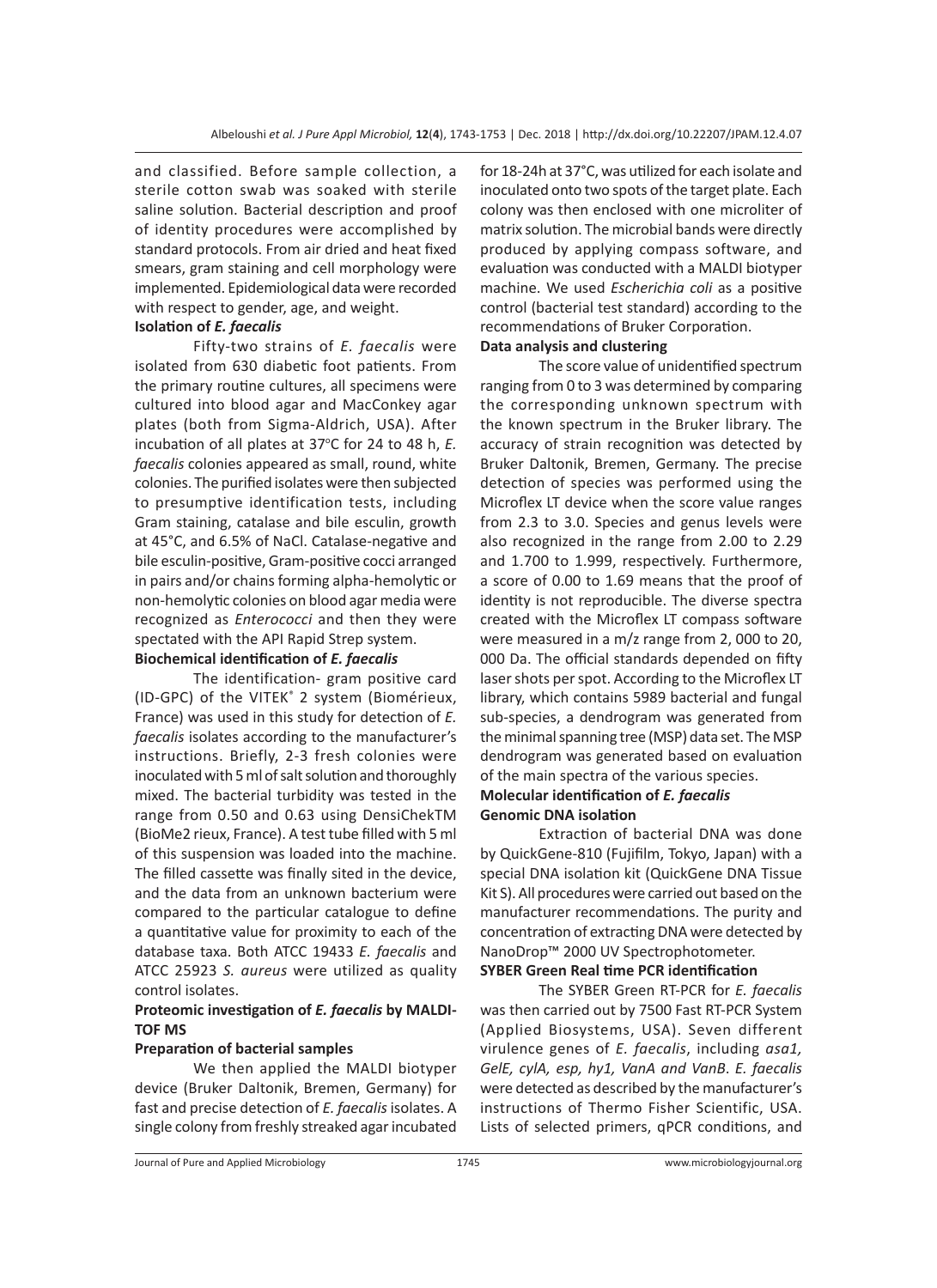and classified. Before sample collection, a sterile cotton swab was soaked with sterile saline solution. Bacterial description and proof of identity procedures were accomplished by standard protocols. From air dried and heat fixed smears, gram staining and cell morphology were implemented. Epidemiological data were recorded with respect to gender, age, and weight.

**Isolation of *E. faecalis***

Fifty-two strains of *E. faecalis* were isolated from 630 diabetic foot patients. From the primary routine cultures, all specimens were cultured into blood agar and MacConkey agar plates (both from Sigma-Aldrich, USA). After incubation of all plates at 37°C for 24 to 48 h, *E. faecalis* colonies appeared as small, round, white colonies. The purified isolates were then subjected to presumptive identification tests, including Gram staining, catalase and bile esculin, growth at 45°C, and 6.5% of NaCl. Catalase-negative and bile esculin-positive, Gram-positive cocci arranged in pairs and/or chains forming alpha-hemolytic or non-hemolytic colonies on blood agar media were recognized as *Enterococci* and then they were spectated with the API Rapid Strep system.

**Biochemical identification of *E. faecalis***

The identification- gram positive card (ID-GPC) of the VITEK® 2 system (Biomérieux, France) was used in this study for detection of *E. faecalis* isolates according to the manufacturer's instructions. Briefly, 2-3 fresh colonies were inoculated with 5 ml of salt solution and thoroughly mixed. The bacterial turbidity was tested in the range from 0.50 and 0.63 using DensiChekTM (BioMe2 rieux, France). A test tube filled with 5 ml of this suspension was loaded into the machine. The filled cassette was finally sited in the device, and the data from an unknown bacterium were compared to the particular catalogue to define a quantitative value for proximity to each of the database taxa. Both ATCC 19433 *E. faecalis* and ATCC 25923 *S. aureus* were utilized as quality control isolates.

**Proteomic investigation of *E. faecalis* by MALDI-TOF MS**

**Preparation of bacterial samples**

We then applied the MALDI biotyper device (Bruker Daltonik, Bremen, Germany) for fast and precise detection of *E. faecalis* isolates. A single colony from freshly streaked agar incubated for 18-24h at 37°C, was utilized for each isolate and inoculated onto two spots of the target plate. Each colony was then enclosed with one microliter of matrix solution. The microbial bands were directly produced by applying compass software, and evaluation was conducted with a MALDI biotyper machine. We used *Escherichia coli* as a positive control (bacterial test standard) according to the recommendations of Bruker Corporation.

**Data analysis and clustering**

The score value of unidentified spectrum ranging from 0 to 3 was determined by comparing the corresponding unknown spectrum with the known spectrum in the Bruker library. The accuracy of strain recognition was detected by Bruker Daltonik, Bremen, Germany. The precise detection of species was performed using the Microflex LT device when the score value ranges from 2.3 to 3.0. Species and genus levels were also recognized in the range from 2.00 to 2.29 and 1.700 to 1.999, respectively. Furthermore, a score of 0.00 to 1.69 means that the proof of identity is not reproducible. The diverse spectra created with the Microflex LT compass software were measured in a m/z range from 2, 000 to 20, 000 Da. The official standards depended on fifty laser shots per spot. According to the Microflex LT library, which contains 5989 bacterial and fungal sub-species, a dendrogram was generated from the minimal spanning tree (MSP) data set. The MSP dendrogram was generated based on evaluation of the main spectra of the various species.

**Molecular identification of *E. faecalis***

**Genomic DNA isolation**

Extraction of bacterial DNA was done by QuickGene-810 (Fujifilm, Tokyo, Japan) with a special DNA isolation kit (QuickGene DNA Tissue Kit S). All procedures were carried out based on the manufacturer recommendations. The purity and concentration of extracting DNA were detected by NanoDrop™ 2000 UV Spectrophotometer.

**SYBER Green Real time PCR identification**

The SYBER Green RT-PCR for *E. faecalis* was then carried out by 7500 Fast RT-PCR System (Applied Biosystems, USA). Seven different virulence genes of *E. faecalis*, including *asa1, GelE, cylA, esp, hy1, VanA and VanB*. *E. faecalis* were detected as described by the manufacturer's instructions of Thermo Fisher Scientific, USA. Lists of selected primers, qPCR conditions, and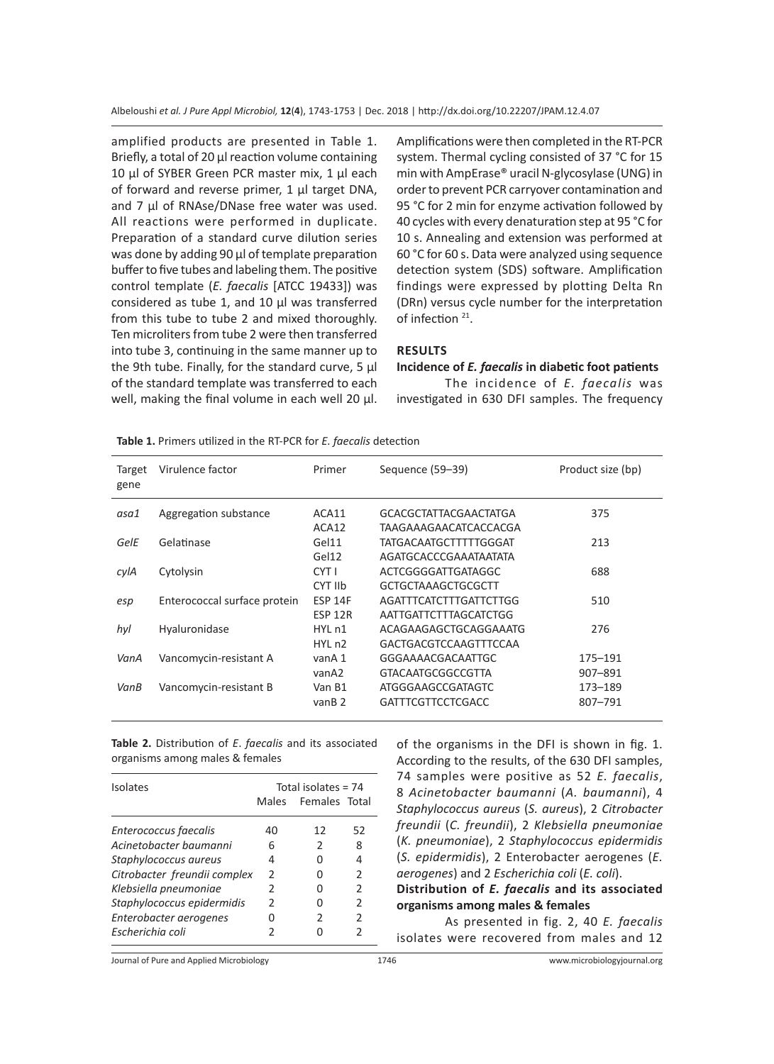amplified products are presented in Table 1. Briefly, a total of 20 µl reaction volume containing 10 µl of SYBER Green PCR master mix, 1 µl each of forward and reverse primer, 1 µl target DNA, and 7 µl of RNAse/DNase free water was used. All reactions were performed in duplicate. Preparation of a standard curve dilution series was done by adding 90 µl of template preparation buffer to five tubes and labeling them. The positive control template (*E. faecalis* [ATCC 19433]) was considered as tube 1, and 10 µl was transferred from this tube to tube 2 and mixed thoroughly. Ten microliters from tube 2 were then transferred into tube 3, continuing in the same manner up to the 9th tube. Finally, for the standard curve, 5 µl of the standard template was transferred to each well, making the final volume in each well 20 µl. Amplifications were then completed in the RT-PCR system. Thermal cycling consisted of 37 °C for 15 min with AmpErase® uracil N-glycosylase (UNG) in order to prevent PCR carryover contamination and 95 °C for 2 min for enzyme activation followed by 40 cycles with every denaturation step at 95 °C for 10 s. Annealing and extension was performed at 60 °C for 60 s. Data were analyzed using sequence detection system (SDS) software. Amplification findings were expressed by plotting Delta Rn (DRn) versus cycle number for the interpretation of infection [21].

**Table 1.** Primers utilized in the RT-PCR for *E. faecalis* detection

| Target gene | Virulence factor | Primer | Sequence (59–39) | Product size (bp) |
|---|---|---|---|---|
| *asa1* | Aggregation substance | ACA11 | GCACGCTATTACGAACTATGA | 375 |
| | | ACA12 | TAAGAAAGAACATCACCACGA | |
| *GelE* | Gelatinase | Gel11 | TATGACAATGCTTTTTGGGAT | 213 |
| | | Gel12 | AGATGCACCCGAAATAATATA | |
| *cylA* | Cytolysin | CYT I | ACTCGGGGATTGATAGGC | 688 |
| | | CYT IIb | GCTGCTAAAGCTGCGCTT | |
| *esp* | Enterococcal surface protein | ESP 14F | AGATTTCATCTTTGATTCTTGG | 510 |
| | | ESP 12R | AATTGATTCTTTAGCATCTGG | |
| *hyl* | Hyaluronidase | HYL n1 | ACAGAAGAGCTGCAGGAAATG | 276 |
| | | HYL n2 | GACTGACGTCCAAGTTTCCAA | |
| *VanA* | Vancomycin-resistant A | vanA 1 | GGGAAAACGACAATTGC | 175–191 |
| | | vanA2 | GTACAATGCGGCCGTTA | 907–891 |
| *VanB* | Vancomycin-resistant B | Van B1 | ATGGGAAGCCGATAGTC | 173–189 |
| | | vanB 2 | GATTTCGTTCCTCGACC | 807–791 |

## RESULTS

### Incidence of *E. faecalis* in diabetic foot patients

The incidence of *E. faecalis* was investigated in 630 DFI samples. The frequency of the organisms in the DFI is shown in fig. 1. According to the results, of the 630 DFI samples, 74 samples were positive as 52 *E. faecalis*, 8 *Acinetobacter baumanni* (*A. baumanni*), 4 *Staphylococcus aureus* (*S. aureus*), 2 *Citrobacter freundii* (*C. freundii*), 2 *Klebsiella pneumoniae* (*K. pneumoniae*), 2 *Staphylococcus epidermidis* (*S. epidermidis*), 2 Enterobacter aerogenes (*E. aerogenes*) and 2 *Escherichia coli* (*E. coli*).

**Table 2.** Distribution of *E. faecalis* and its associated organisms among males & females

| Isolates | Total isolates = 74 | | |
|---|---|---|---|
| | Males | Females | Total |
| *Enterococcus faecalis* | 40 | 12 | 52 |
| *Acinetobacter baumanni* | 6 | 2 | 8 |
| *Staphylococcus aureus* | 4 | 0 | 4 |
| *Citrobacter freundii complex* | 2 | 0 | 2 |
| *Klebsiella pneumoniae* | 2 | 0 | 2 |
| *Staphylococcus epidermidis* | 2 | 0 | 2 |
| *Enterobacter aerogenes* | 0 | 2 | 2 |
| *Escherichia coli* | 2 | 0 | 2 |

### Distribution of *E. faecalis* and its associated organisms among males & females

As presented in fig. 2, 40 *E. faecalis* isolates were recovered from males and 12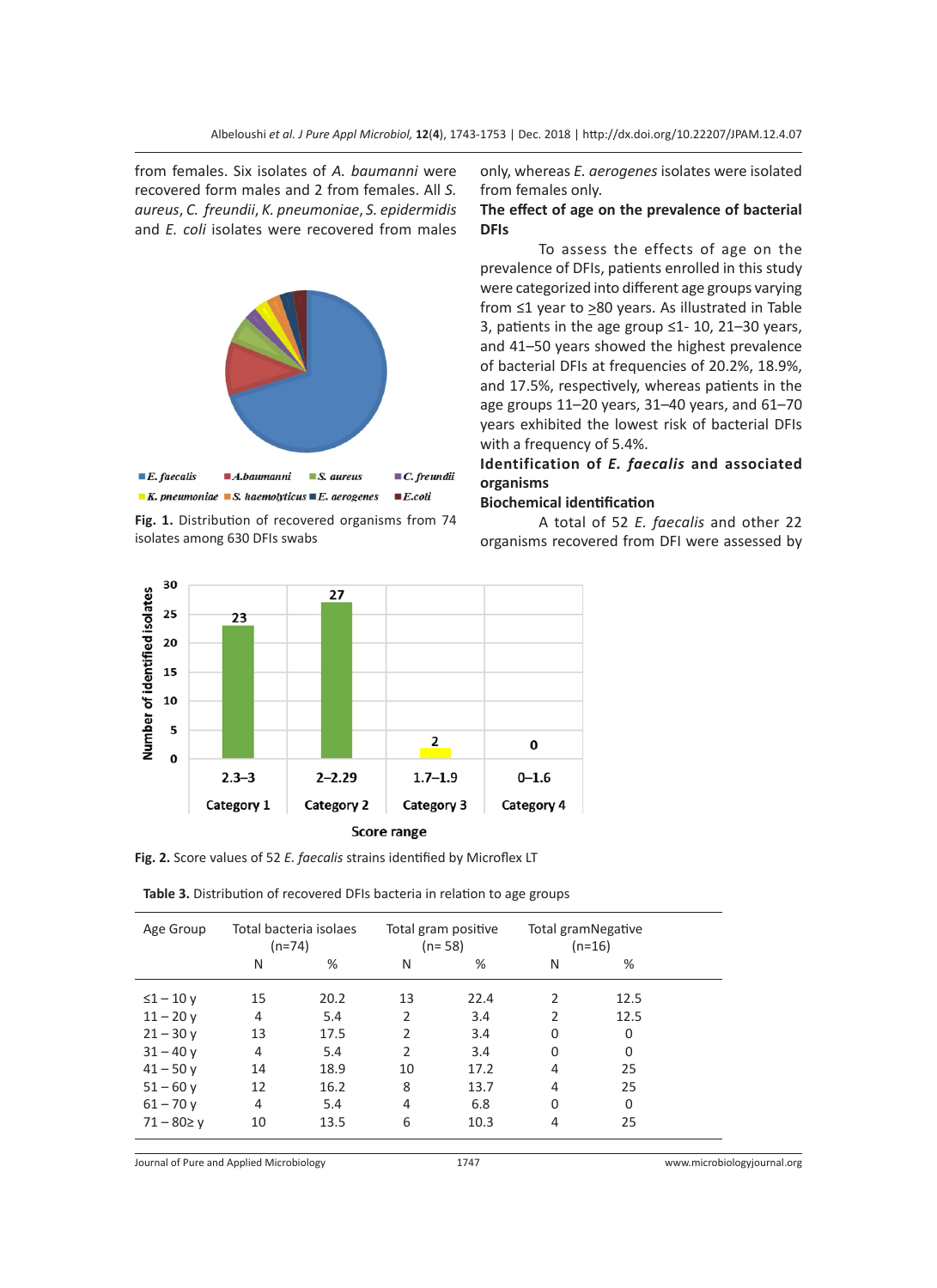from females. Six isolates of *A. baumanni* were recovered form males and 2 from females. All *S. aureus*, *C. freundii*, *K. pneumoniae*, *S. epidermidis* and *E. coli* isolates were recovered from males only, whereas *E. aerogenes* isolates were isolated from females only.

Fig. 1. Distribution of recovered organisms from 74 isolates among 630 DFIs swabs

**The effect of age on the prevalence of bacterial DFIs**

To assess the effects of age on the prevalence of DFIs, patients enrolled in this study were categorized into different age groups varying from ≤1 year to ≥80 years. As illustrated in Table 3, patients in the age group ≤1- 10, 21–30 years, and 41–50 years showed the highest prevalence of bacterial DFIs at frequencies of 20.2%, 18.9%, and 17.5%, respectively, whereas patients in the age groups 11–20 years, 31–40 years, and 61–70 years exhibited the lowest risk of bacterial DFIs with a frequency of 5.4%.

**Identification of *E. faecalis* and associated organisms**

**Biochemical identification**

A total of 52 *E. faecalis* and other 22 organisms recovered from DFI were assessed by

Fig. 2. Score values of 52 *E. faecalis* strains identified by Microflex LT

Table 3. Distribution of recovered DFIs bacteria in relation to age groups

| Age Group | Total bacteria isolaes (n=74) | | Total gram positive (n= 58) | | Total gramNegative (n=16) | |
|---|---|---|---|---|---|---|
| | N | % | N | % | N | % |
| ≤1 – 10 y | 15 | 20.2 | 13 | 22.4 | 2 | 12.5 |
| 11 – 20 y | 4 | 5.4 | 2 | 3.4 | 2 | 12.5 |
| 21 – 30 y | 13 | 17.5 | 2 | 3.4 | 0 | 0 |
| 31 – 40 y | 4 | 5.4 | 2 | 3.4 | 0 | 0 |
| 41 – 50 y | 14 | 18.9 | 10 | 17.2 | 4 | 25 |
| 51 – 60 y | 12 | 16.2 | 8 | 13.7 | 4 | 25 |
| 61 – 70 y | 4 | 5.4 | 4 | 6.8 | 0 | 0 |
| 71 – 80≥ y | 10 | 13.5 | 6 | 10.3 | 4 | 25 |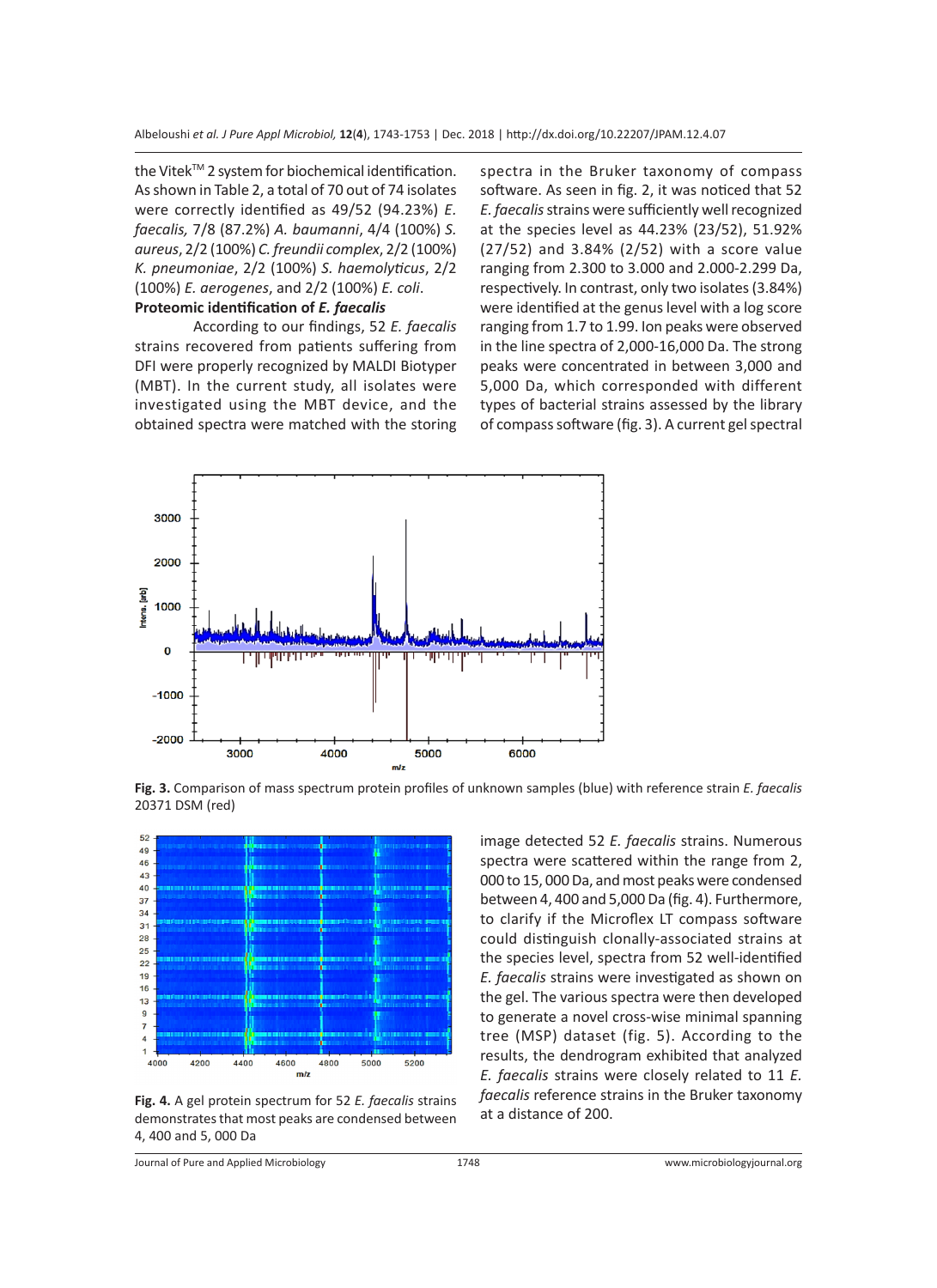the Vitek™ 2 system for biochemical identification. As shown in Table 2, a total of 70 out of 74 isolates were correctly identified as 49/52 (94.23%) *E. faecalis,* 7/8 (87.2%) *A. baumanni*, 4/4 (100%) *S. aureus*, 2/2 (100%) *C. freundii complex*, 2/2 (100%) *K. pneumoniae*, 2/2 (100%) *S. haemolyticus*, 2/2 (100%) *E. aerogenes*, and 2/2 (100%) *E. coli*.

**Proteomic identification of *E. faecalis***

According to our findings, 52 *E. faecalis* strains recovered from patients suffering from DFI were properly recognized by MALDI Biotyper (MBT). In the current study, all isolates were investigated using the MBT device, and the obtained spectra were matched with the storing spectra in the Bruker taxonomy of compass software. As seen in fig. 2, it was noticed that 52 *E. faecalis* strains were sufficiently well recognized at the species level as 44.23% (23/52), 51.92% (27/52) and 3.84% (2/52) with a score value ranging from 2.300 to 3.000 and 2.000-2.299 Da, respectively. In contrast, only two isolates (3.84%) were identified at the genus level with a log score ranging from 1.7 to 1.99. Ion peaks were observed in the line spectra of 2,000-16,000 Da. The strong peaks were concentrated in between 3,000 and 5,000 Da, which corresponded with different types of bacterial strains assessed by the library of compass software (fig. 3). A current gel spectral image detected 52 *E. faecalis* strains. Numerous spectra were scattered within the range from 2, 000 to 15, 000 Da, and most peaks were condensed between 4, 400 and 5,000 Da (fig. 4). Furthermore, to clarify if the Microflex LT compass software could distinguish clonally-associated strains at the species level, spectra from 52 well-identified *E. faecalis* strains were investigated as shown on the gel. The various spectra were then developed to generate a novel cross-wise minimal spanning tree (MSP) dataset (fig. 5). According to the results, the dendrogram exhibited that analyzed *E. faecalis* strains were closely related to 11 *E. faecalis* reference strains in the Bruker taxonomy at a distance of 200.

**Fig. 3.** Comparison of mass spectrum protein profiles of unknown samples (blue) with reference strain *E. faecalis* 20371 DSM (red)

**Fig. 4.** A gel protein spectrum for 52 *E. faecalis* strains demonstrates that most peaks are condensed between 4, 400 and 5, 000 Da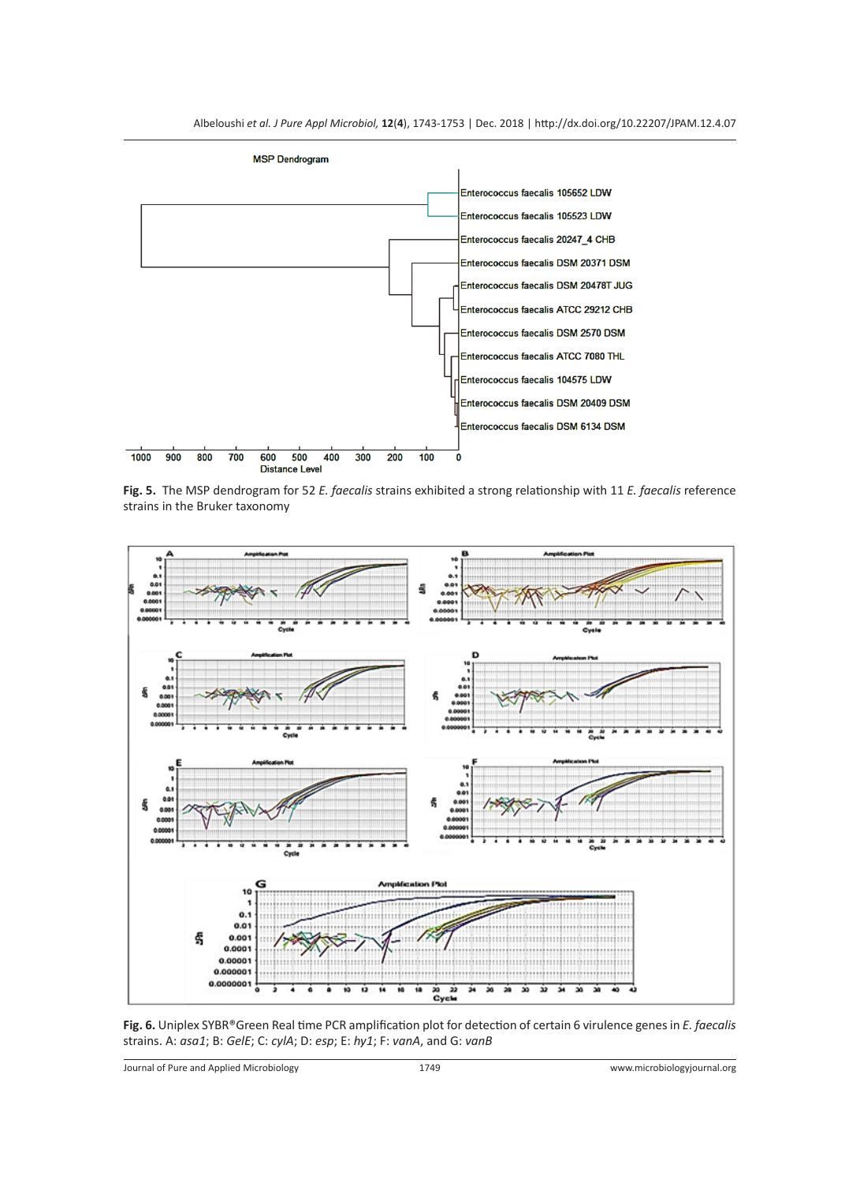**Fig. 5.** The MSP dendrogram for 52 *E. faecalis* strains exhibited a strong relationship with 11 *E. faecalis* reference strains in the Bruker taxonomy

**Fig. 6.** Uniplex SYBR®Green Real time PCR amplification plot for detection of certain 6 virulence genes in *E. faecalis* strains. A: *asa1*; B: *GelE*; C: *cylA*; D: *esp*; E: *hy1*; F: *vanA*, and G: *vanB*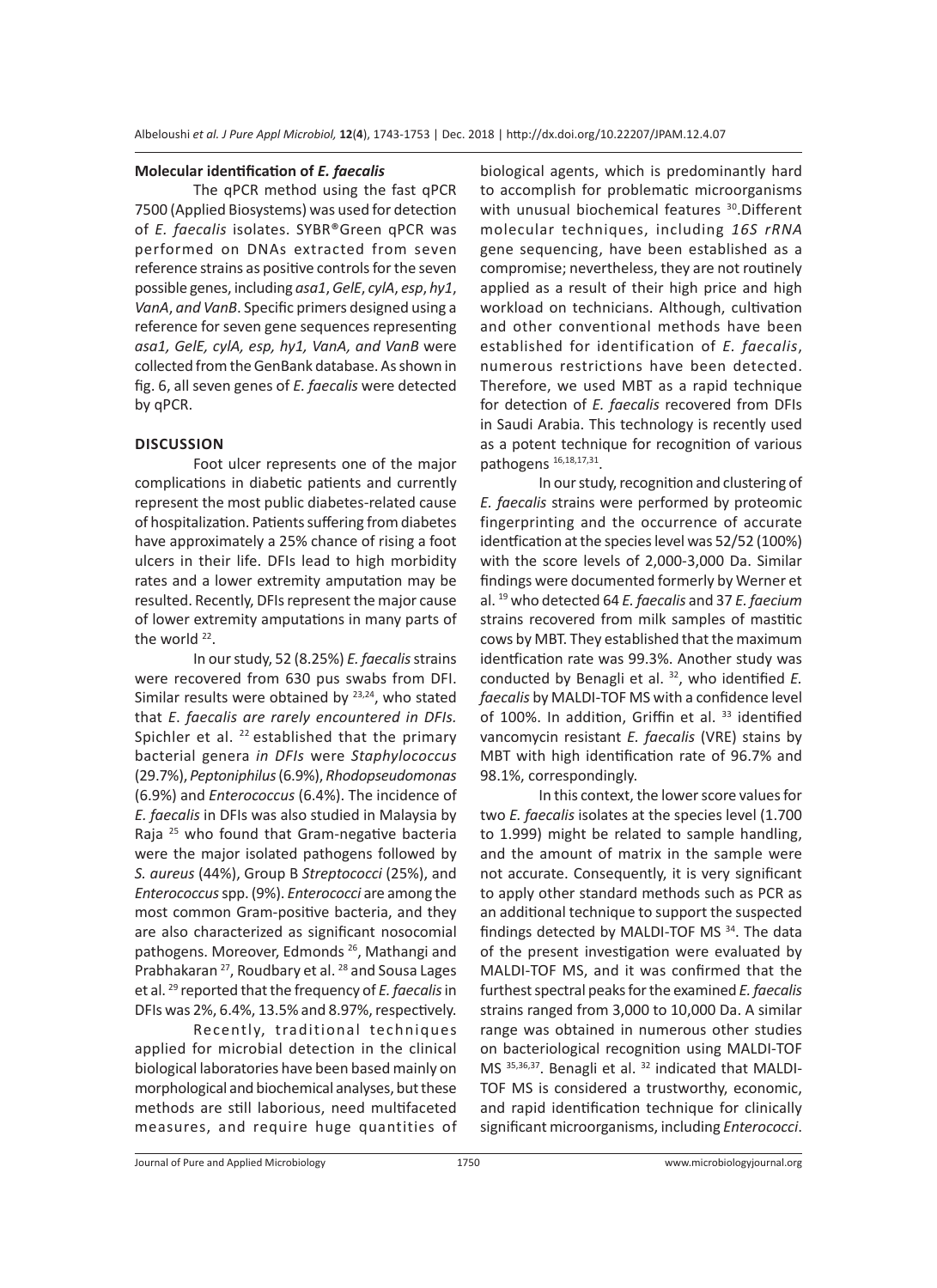**Molecular identification of *E. faecalis***

The qPCR method using the fast qPCR 7500 (Applied Biosystems) was used for detection of *E. faecalis* isolates. SYBR®Green qPCR was performed on DNAs extracted from seven reference strains as positive controls for the seven possible genes, including *asa1*, *GelE*, *cylA*, *esp*, *hy1*, *VanA*, *and VanB*. Specific primers designed using a reference for seven gene sequences representing *asa1, GelE, cylA, esp, hy1, VanA, and VanB* were collected from the GenBank database. As shown in fig. 6, all seven genes of *E. faecalis* were detected by qPCR.

## DISCUSSION

Foot ulcer represents one of the major complications in diabetic patients and currently represent the most public diabetes-related cause of hospitalization. Patients suffering from diabetes have approximately a 25% chance of rising a foot ulcers in their life. DFIs lead to high morbidity rates and a lower extremity amputation may be resulted. Recently, DFIs represent the major cause of lower extremity amputations in many parts of the world [22].

In our study, 52 (8.25%) *E. faecalis* strains were recovered from 630 pus swabs from DFI. Similar results were obtained by [23,24], who stated that *E. faecalis are rarely encountered in DFIs.* Spichler et al. [22] established that the primary bacterial genera *in DFIs* were *Staphylococcus* (29.7%), *Peptoniphilus* (6.9%), *Rhodopseudomonas* (6.9%) and *Enterococcus* (6.4%). The incidence of *E. faecalis* in DFIs was also studied in Malaysia by Raja [25] who found that Gram-negative bacteria were the major isolated pathogens followed by *S. aureus* (44%), Group B *Streptococci* (25%), and *Enterococcus* spp. (9%). *Enterococci* are among the most common Gram-positive bacteria, and they are also characterized as significant nosocomial pathogens. Moreover, Edmonds [26], Mathangi and Prabhakaran [27], Roudbary et al. [28] and Sousa Lages et al. [29] reported that the frequency of *E. faecalis* in DFIs was 2%, 6.4%, 13.5% and 8.97%, respectively.

Recently, traditional techniques applied for microbial detection in the clinical biological laboratories have been based mainly on morphological and biochemical analyses, but these methods are still laborious, need multifaceted measures, and require huge quantities of biological agents, which is predominantly hard to accomplish for problematic microorganisms with unusual biochemical features [30]. Different molecular techniques, including *16S rRNA* gene sequencing, have been established as a compromise; nevertheless, they are not routinely applied as a result of their high price and high workload on technicians. Although, cultivation and other conventional methods have been established for identification of *E. faecalis*, numerous restrictions have been detected. Therefore, we used MBT as a rapid technique for detection of *E. faecalis* recovered from DFIs in Saudi Arabia. This technology is recently used as a potent technique for recognition of various pathogens [16,18,17,31].

In our study, recognition and clustering of *E. faecalis* strains were performed by proteomic fingerprinting and the occurrence of accurate identfication at the species level was 52/52 (100%) with the score levels of 2,000-3,000 Da. Similar findings were documented formerly by Werner et al. [19] who detected 64 *E. faecalis* and 37 *E. faecium* strains recovered from milk samples of mastitic cows by MBT. They established that the maximum identfication rate was 99.3%. Another study was conducted by Benagli et al. [32], who identified *E. faecalis* by MALDI-TOF MS with a confidence level of 100%. In addition, Griffin et al. [33] identified vancomycin resistant *E. faecalis* (VRE) stains by MBT with high identification rate of 96.7% and 98.1%, correspondingly.

In this context, the lower score values for two *E. faecalis* isolates at the species level (1.700 to 1.999) might be related to sample handling, and the amount of matrix in the sample were not accurate. Consequently, it is very significant to apply other standard methods such as PCR as an additional technique to support the suspected findings detected by MALDI-TOF MS [34]. The data of the present investigation were evaluated by MALDI-TOF MS, and it was confirmed that the furthest spectral peaks for the examined *E. faecalis* strains ranged from 3,000 to 10,000 Da. A similar range was obtained in numerous other studies on bacteriological recognition using MALDI-TOF MS [35,36,37]. Benagli et al. [32] indicated that MALDI-TOF MS is considered a trustworthy, economic, and rapid identification technique for clinically significant microorganisms, including *Enterococci*.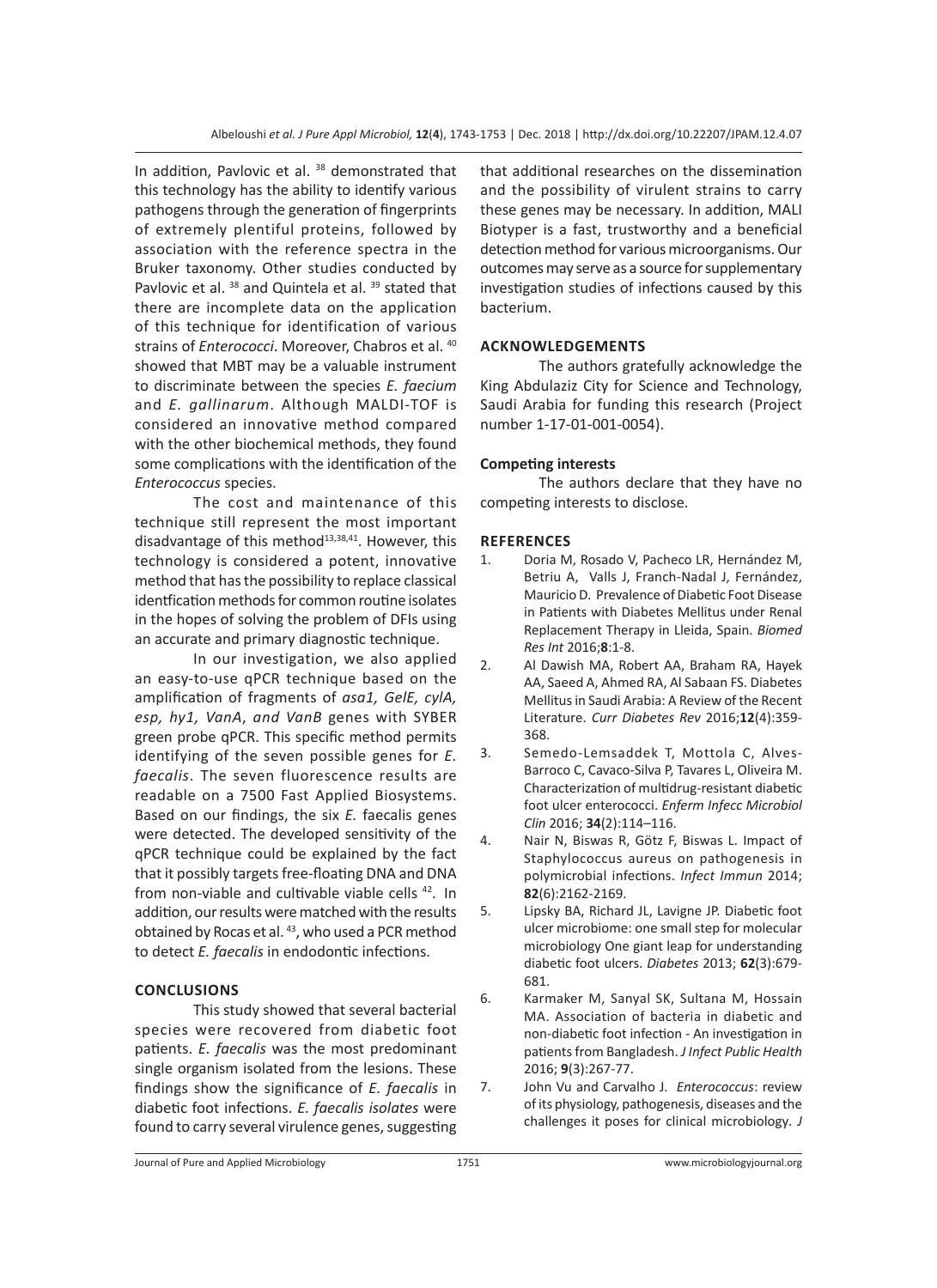In addition, Pavlovic et al. [38] demonstrated that this technology has the ability to identify various pathogens through the generation of fingerprints of extremely plentiful proteins, followed by association with the reference spectra in the Bruker taxonomy. Other studies conducted by Pavlovic et al. [38] and Quintela et al. [39] stated that there are incomplete data on the application of this technique for identification of various strains of *Enterococci*. Moreover, Chabros et al. [40] showed that MBT may be a valuable instrument to discriminate between the species *E. faecium* and *E. gallinarum*. Although MALDI-TOF is considered an innovative method compared with the other biochemical methods, they found some complications with the identification of the *Enterococcus* species.

The cost and maintenance of this technique still represent the most important disadvantage of this method[13,38,41]. However, this technology is considered a potent, innovative method that has the possibility to replace classical identfication methods for common routine isolates in the hopes of solving the problem of DFIs using an accurate and primary diagnostic technique.

In our investigation, we also applied an easy-to-use qPCR technique based on the amplification of fragments of *asa1, GelE, cylA, esp, hy1, VanA*, *and VanB* genes with SYBER green probe qPCR. This specific method permits identifying of the seven possible genes for *E. faecalis*. The seven fluorescence results are readable on a 7500 Fast Applied Biosystems. Based on our findings, the six *E.* faecalis genes were detected. The developed sensitivity of the qPCR technique could be explained by the fact that it possibly targets free-floating DNA and DNA from non-viable and cultivable viable cells [42]. In addition, our results were matched with the results obtained by Rocas et al. [43], who used a PCR method to detect *E. faecalis* in endodontic infections.

## CONCLUSIONS

This study showed that several bacterial species were recovered from diabetic foot patients. *E. faecalis* was the most predominant single organism isolated from the lesions. These findings show the significance of *E. faecalis* in diabetic foot infections. *E. faecalis isolates* were found to carry several virulence genes, suggesting that additional researches on the dissemination and the possibility of virulent strains to carry these genes may be necessary. In addition, MALI Biotyper is a fast, trustworthy and a beneficial detection method for various microorganisms. Our outcomes may serve as a source for supplementary investigation studies of infections caused by this bacterium.

## ACKNOWLEDGEMENTS

The authors gratefully acknowledge the King Abdulaziz City for Science and Technology, Saudi Arabia for funding this research (Project number 1-17-01-001-0054).

### Competing interests

The authors declare that they have no competing interests to disclose.

## REFERENCES

1. Doria M, Rosado V, Pacheco LR, Hernández M, Betriu A, Valls J, Franch-Nadal J, Fernández, Mauricio D. Prevalence of Diabetic Foot Disease in Patients with Diabetes Mellitus under Renal Replacement Therapy in Lleida, Spain. *Biomed Res Int* 2016;**8**:1-8.
2. Al Dawish MA, Robert AA, Braham RA, Hayek AA, Saeed A, Ahmed RA, Al Sabaan FS. Diabetes Mellitus in Saudi Arabia: A Review of the Recent Literature. *Curr Diabetes Rev* 2016;**12**(4):359-368.
3. Semedo-Lemsaddek T, Mottola C, Alves-Barroco C, Cavaco-Silva P, Tavares L, Oliveira M. Characterization of multidrug-resistant diabetic foot ulcer enterococci. *Enferm Infecc Microbiol Clin* 2016; **34**(2):114–116.
4. Nair N, Biswas R, Götz F, Biswas L. Impact of Staphylococcus aureus on pathogenesis in polymicrobial infections. *Infect Immun* 2014; **82**(6):2162-2169.
5. Lipsky BA, Richard JL, Lavigne JP. Diabetic foot ulcer microbiome: one small step for molecular microbiology One giant leap for understanding diabetic foot ulcers. *Diabetes* 2013; **62**(3):679-681.
6. Karmaker M, Sanyal SK, Sultana M, Hossain MA. Association of bacteria in diabetic and non-diabetic foot infection - An investigation in patients from Bangladesh. *J Infect Public Health* 2016; **9**(3):267-77.
7. John Vu and Carvalho J. *Enterococcus*: review of its physiology, pathogenesis, diseases and the challenges it poses for clinical microbiology. *J*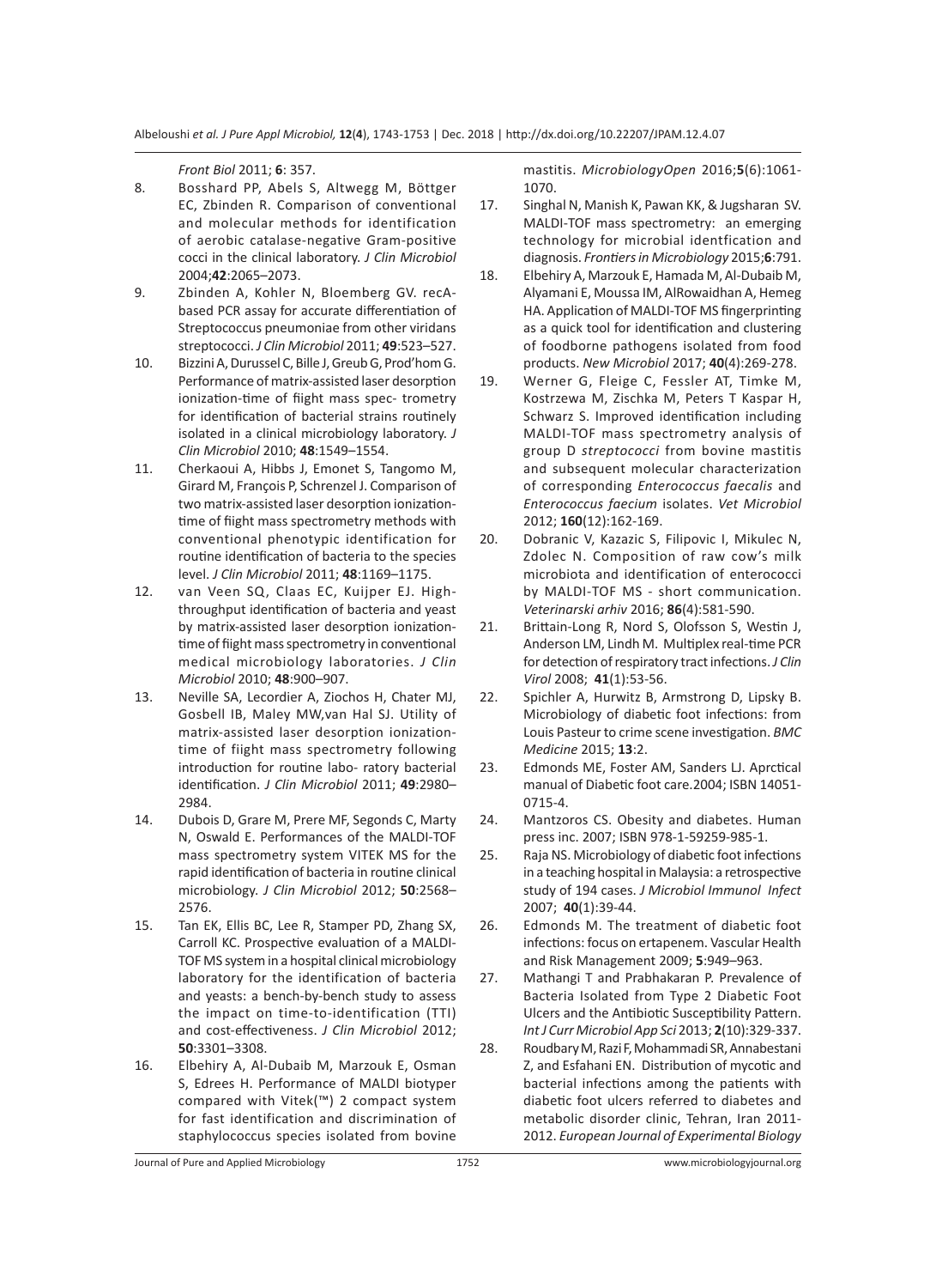*Front Biol* 2011; **6**: 357.

8. Bosshard PP, Abels S, Altwegg M, Böttger EC, Zbinden R. Comparison of conventional and molecular methods for identification of aerobic catalase-negative Gram-positive cocci in the clinical laboratory. *J Clin Microbiol* 2004;**42**:2065–2073.
9. Zbinden A, Kohler N, Bloemberg GV. recA-based PCR assay for accurate differentiation of Streptococcus pneumoniae from other viridans streptococci. *J Clin Microbiol* 2011; **49**:523–527.
10. Bizzini A, Durussel C, Bille J, Greub G, Prod'hom G. Performance of matrix-assisted laser desorption ionization-time of fiight mass spec- trometry for identification of bacterial strains routinely isolated in a clinical microbiology laboratory. *J Clin Microbiol* 2010; **48**:1549–1554.
11. Cherkaoui A, Hibbs J, Emonet S, Tangomo M, Girard M, François P, Schrenzel J. Comparison of two matrix-assisted laser desorption ionization-time of fiight mass spectrometry methods with conventional phenotypic identification for routine identification of bacteria to the species level. *J Clin Microbiol* 2011; **48**:1169–1175.
12. van Veen SQ, Claas EC, Kuijper EJ. High-throughput identification of bacteria and yeast by matrix-assisted laser desorption ionization-time of fiight mass spectrometry in conventional medical microbiology laboratories. *J Clin Microbiol* 2010; **48**:900–907.
13. Neville SA, Lecordier A, Ziochos H, Chater MJ, Gosbell IB, Maley MW,van Hal SJ. Utility of matrix-assisted laser desorption ionization-time of fiight mass spectrometry following introduction for routine labo- ratory bacterial identification. *J Clin Microbiol* 2011; **49**:2980–2984.
14. Dubois D, Grare M, Prere MF, Segonds C, Marty N, Oswald E. Performances of the MALDI-TOF mass spectrometry system VITEK MS for the rapid identification of bacteria in routine clinical microbiology. *J Clin Microbiol* 2012; **50**:2568–2576.
15. Tan EK, Ellis BC, Lee R, Stamper PD, Zhang SX, Carroll KC. Prospective evaluation of a MALDI-TOF MS system in a hospital clinical microbiology laboratory for the identification of bacteria and yeasts: a bench-by-bench study to assess the impact on time-to-identification (TTI) and cost-effectiveness. *J Clin Microbiol* 2012; **50**:3301–3308.
16. Elbehiry A, Al-Dubaib M, Marzouk E, Osman S, Edrees H. Performance of MALDI biotyper compared with Vitek(™) 2 compact system for fast identification and discrimination of staphylococcus species isolated from bovine mastitis. *MicrobiologyOpen* 2016;**5**(6):1061-1070.
17. Singhal N, Manish K, Pawan KK, & Jugsharan SV. MALDI-TOF mass spectrometry: an emerging technology for microbial identfication and diagnosis. *Frontiers in Microbiology* 2015;**6**:791.
18. Elbehiry A, Marzouk E, Hamada M, Al-Dubaib M, Alyamani E, Moussa IM, AlRowaidhan A, Hemeg HA. Application of MALDI-TOF MS fingerprinting as a quick tool for identification and clustering of foodborne pathogens isolated from food products. *New Microbiol* 2017; **40**(4):269-278.
19. Werner G, Fleige C, Fessler AT, Timke M, Kostrzewa M, Zischka M, Peters T Kaspar H, Schwarz S. Improved identification including MALDI-TOF mass spectrometry analysis of group D *streptococci* from bovine mastitis and subsequent molecular characterization of corresponding *Enterococcus faecalis* and *Enterococcus faecium* isolates. *Vet Microbiol* 2012; **160**(12):162-169.
20. Dobranic V, Kazazic S, Filipovic I, Mikulec N, Zdolec N. Composition of raw cow's milk microbiota and identification of enterococci by MALDI-TOF MS - short communication. *Veterinarski arhiv* 2016; **86**(4):581-590.
21. Brittain-Long R, Nord S, Olofsson S, Westin J, Anderson LM, Lindh M. Multiplex real-time PCR for detection of respiratory tract infections. *J Clin Virol* 2008; **41**(1):53-56.
22. Spichler A, Hurwitz B, Armstrong D, Lipsky B. Microbiology of diabetic foot infections: from Louis Pasteur to crime scene investigation. *BMC Medicine* 2015; **13**:2.
23. Edmonds ME, Foster AM, Sanders LJ. Aprctical manual of Diabetic foot care.2004; ISBN 14051-0715-4.
24. Mantzoros CS. Obesity and diabetes. Human press inc. 2007; ISBN 978-1-59259-985-1.
25. Raja NS. Microbiology of diabetic foot infections in a teaching hospital in Malaysia: a retrospective study of 194 cases. *J Microbiol Immunol Infect* 2007; **40**(1):39-44.
26. Edmonds M. The treatment of diabetic foot infections: focus on ertapenem. Vascular Health and Risk Management 2009; **5**:949–963.
27. Mathangi T and Prabhakaran P. Prevalence of Bacteria Isolated from Type 2 Diabetic Foot Ulcers and the Antibiotic Susceptibility Pattern. *Int J Curr Microbiol App Sci* 2013; **2**(10):329-337.
28. Roudbary M, Razi F, Mohammadi SR, Annabestani Z, and Esfahani EN. Distribution of mycotic and bacterial infections among the patients with diabetic foot ulcers referred to diabetes and metabolic disorder clinic, Tehran, Iran 2011-2012. *European Journal of Experimental Biology*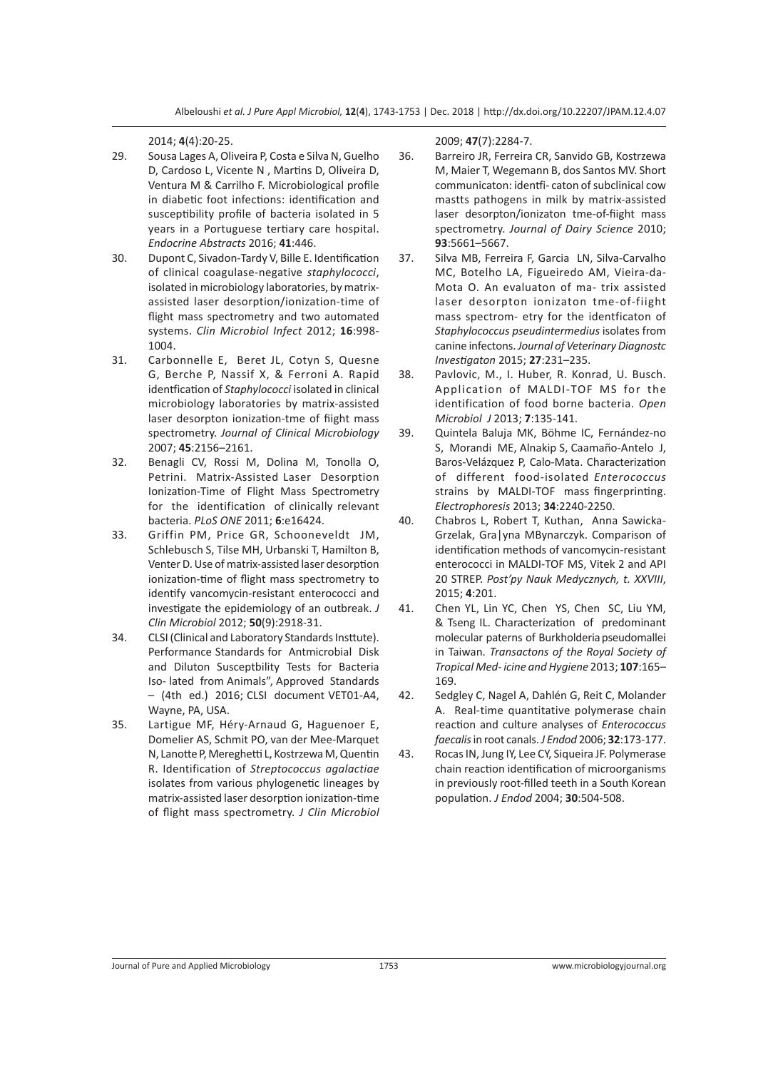2014; **4**(4):20-25.

29. Sousa Lages A, Oliveira P, Costa e Silva N, Guelho D, Cardoso L, Vicente N , Martins D, Oliveira D, Ventura M & Carrilho F. Microbiological profile in diabetic foot infections: identification and susceptibility profile of bacteria isolated in 5 years in a Portuguese tertiary care hospital. *Endocrine Abstracts* 2016; **41**:446.
30. Dupont C, Sivadon-Tardy V, Bille E. Identification of clinical coagulase-negative *staphylococci*, isolated in microbiology laboratories, by matrix-assisted laser desorption/ionization-time of flight mass spectrometry and two automated systems. *Clin Microbiol Infect* 2012; **16**:998-1004.
31. Carbonnelle E, Beret JL, Cotyn S, Quesne G, Berche P, Nassif X, & Ferroni A. Rapid identfication of *Staphylococci* isolated in clinical microbiology laboratories by matrix-assisted laser desorpton ionization-tme of fiight mass spectrometry. *Journal of Clinical Microbiology* 2007; **45**:2156–2161.
32. Benagli CV, Rossi M, Dolina M, Tonolla O, Petrini. Matrix-Assisted Laser Desorption Ionization-Time of Flight Mass Spectrometry for the identification of clinically relevant bacteria. *PLoS ONE* 2011; **6**:e16424.
33. Griffin PM, Price GR, Schooneveldt JM, Schlebusch S, Tilse MH, Urbanski T, Hamilton B, Venter D. Use of matrix-assisted laser desorption ionization-time of flight mass spectrometry to identify vancomycin-resistant enterococci and investigate the epidemiology of an outbreak. *J Clin Microbiol* 2012; **50**(9):2918-31.
34. CLSI (Clinical and Laboratory Standards Insttute). Performance Standards for Antmicrobial Disk and Diluton Susceptbility Tests for Bacteria Iso- lated from Animals", Approved Standards – (4th ed.) 2016; CLSI document VET01-A4, Wayne, PA, USA.
35. Lartigue MF, Héry-Arnaud G, Haguenoer E, Domelier AS, Schmit PO, van der Mee-Marquet N, Lanotte P, Mereghetti L, Kostrzewa M, Quentin R. Identification of *Streptococcus agalactiae* isolates from various phylogenetic lineages by matrix-assisted laser desorption ionization-time of flight mass spectrometry. *J Clin Microbiol* 2009; **47**(7):2284-7.
36. Barreiro JR, Ferreira CR, Sanvido GB, Kostrzewa M, Maier T, Wegemann B, dos Santos MV. Short communicaton: identfi- caton of subclinical cow mastts pathogens in milk by matrix-assisted laser desorpton/ionizaton tme-of-fiight mass spectrometry. *Journal of Dairy Science* 2010; **93**:5661–5667.
37. Silva MB, Ferreira F, Garcia LN, Silva-Carvalho MC, Botelho LA, Figueiredo AM, Vieira-da-Mota O. An evaluaton of ma- trix assisted laser desorpton ionizaton tme-of-fiight mass spectrom- etry for the identficaton of *Staphylococcus pseudintermedius* isolates from canine infectons. *Journal of Veterinary Diagnostc Investigaton* 2015; **27**:231–235.
38. Pavlovic, M., I. Huber, R. Konrad, U. Busch. Application of MALDI-TOF MS for the identification of food borne bacteria. *Open Microbiol J* 2013; **7**:135-141.
39. Quintela Baluja MK, Böhme IC, Fernández-no S, Morandi ME, Alnakip S, Caamaño-Antelo J, Baros-Velázquez P, Calo-Mata. Characterization of different food-isolated *Enterococcus* strains by MALDI-TOF mass fingerprinting. *Electrophoresis* 2013; **34**:2240-2250.
40. Chabros L, Robert T, Kuthan, Anna Sawicka-Grzelak, Gra|yna MBynarczyk. Comparison of identification methods of vancomycin-resistant enterococci in MALDI-TOF MS, Vitek 2 and API 20 STREP. *Post'py Nauk Medycznych, t. XXVIII*, 2015; **4**:201.
41. Chen YL, Lin YC, Chen YS, Chen SC, Liu YM, & Tseng IL. Characterization of predominant molecular paterns of Burkholderia pseudomallei in Taiwan. *Transactons of the Royal Society of Tropical Med- icine and Hygiene* 2013; **107**:165–169.
42. Sedgley C, Nagel A, Dahlén G, Reit C, Molander A. Real-time quantitative polymerase chain reaction and culture analyses of *Enterococcus faecalis* in root canals. *J Endod* 2006; **32**:173-177.
43. Rocas IN, Jung IY, Lee CY, Siqueira JF. Polymerase chain reaction identification of microorganisms in previously root-filled teeth in a South Korean population. *J Endod* 2004; **30**:504-508.